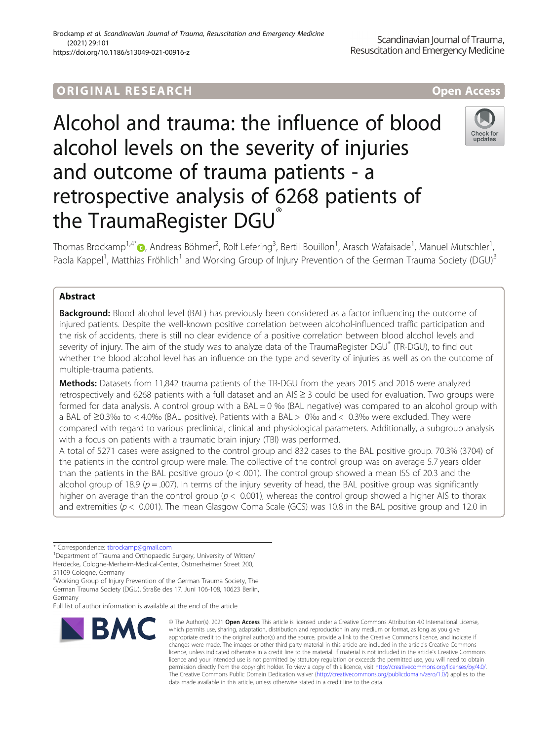ORIGINAL RESEARCH

Open Access

# Alcohol and trauma: the influence of blood alcohol levels on the severity of injuries and outcome of trauma patients - a retrospective analysis of 6268 patients of the TraumaRegister DGU®

Thomas Brockamp[1,4*], Andreas Böhmer[2], Rolf Lefering[3], Bertil Bouillon[1], Arasch Wafaisade[1], Manuel Mutschler[1], Paola Kappel[1], Matthias Fröhlich[1] and Working Group of Injury Prevention of the German Trauma Society (DGU)[3]

## Abstract

**Background:** Blood alcohol level (BAL) has previously been considered as a factor influencing the outcome of injured patients. Despite the well-known positive correlation between alcohol-influenced traffic participation and the risk of accidents, there is still no clear evidence of a positive correlation between blood alcohol levels and severity of injury. The aim of the study was to analyze data of the TraumaRegister DGU® (TR-DGU), to find out whether the blood alcohol level has an influence on the type and severity of injuries as well as on the outcome of multiple-trauma patients.

**Methods:** Datasets from 11,842 trauma patients of the TR-DGU from the years 2015 and 2016 were analyzed retrospectively and 6268 patients with a full dataset and an AIS ≥ 3 could be used for evaluation. Two groups were formed for data analysis. A control group with a BAL = 0 ‰ (BAL negative) was compared to an alcohol group with a BAL of ≥0.3‰ to < 4.0‰ (BAL positive). Patients with a BAL > 0‰ and < 0.3‰ were excluded. They were compared with regard to various preclinical, clinical and physiological parameters. Additionally, a subgroup analysis with a focus on patients with a traumatic brain injury (TBI) was performed.

A total of 5271 cases were assigned to the control group and 832 cases to the BAL positive group. 70.3% (3704) of the patients in the control group were male. The collective of the control group was on average 5.7 years older than the patients in the BAL positive group ($p < .001$). The control group showed a mean ISS of 20.3 and the alcohol group of 18.9 ($p = .007$). In terms of the injury severity of head, the BAL positive group was significantly higher on average than the control group ($p < 0.001$), whereas the control group showed a higher AIS to thorax and extremities ($p < 0.001$). The mean Glasgow Coma Scale (GCS) was 10.8 in the BAL positive group and 12.0 in

\* Correspondence: tbrockamp@gmail.com

[1]Department of Trauma and Orthopaedic Surgery, University of Witten/Herdecke, Cologne-Merheim-Medical-Center, Ostmerheimer Street 200, 51109 Cologne, Germany

[4]Working Group of Injury Prevention of the German Trauma Society, The German Trauma Society (DGU), Straße des 17. Juni 106-108, 10623 Berlin, Germany

Full list of author information is available at the end of the article

© The Author(s). 2021 **Open Access** This article is licensed under a Creative Commons Attribution 4.0 International License, which permits use, sharing, adaptation, distribution and reproduction in any medium or format, as long as you give appropriate credit to the original author(s) and the source, provide a link to the Creative Commons licence, and indicate if changes were made. The images or other third party material in this article are included in the article's Creative Commons licence, unless indicated otherwise in a credit line to the material. If material is not included in the article's Creative Commons licence and your intended use is not permitted by statutory regulation or exceeds the permitted use, you will need to obtain permission directly from the copyright holder. To view a copy of this licence, visit http://creativecommons.org/licenses/by/4.0/. The Creative Commons Public Domain Dedication waiver (http://creativecommons.org/publicdomain/zero/1.0/) applies to the data made available in this article, unless otherwise stated in a credit line to the data.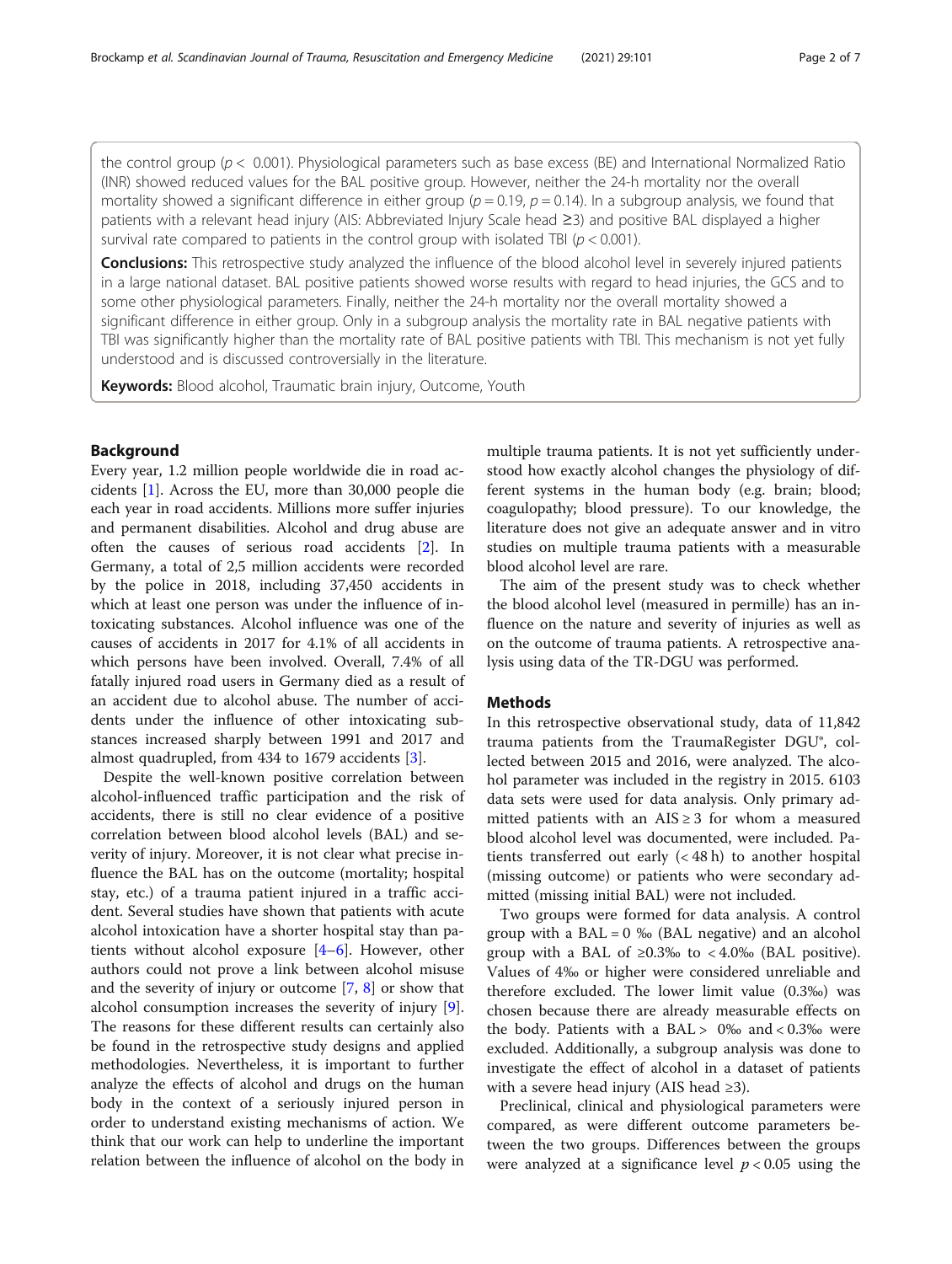the control group ($p < 0.001$). Physiological parameters such as base excess (BE) and International Normalized Ratio (INR) showed reduced values for the BAL positive group. However, neither the 24-h mortality nor the overall mortality showed a significant difference in either group ($p = 0.19$, $p = 0.14$). In a subgroup analysis, we found that patients with a relevant head injury (AIS: Abbreviated Injury Scale head ≥3) and positive BAL displayed a higher survival rate compared to patients in the control group with isolated TBI ($p < 0.001$).

**Conclusions:** This retrospective study analyzed the influence of the blood alcohol level in severely injured patients in a large national dataset. BAL positive patients showed worse results with regard to head injuries, the GCS and to some other physiological parameters. Finally, neither the 24-h mortality nor the overall mortality showed a significant difference in either group. Only in a subgroup analysis the mortality rate in BAL negative patients with TBI was significantly higher than the mortality rate of BAL positive patients with TBI. This mechanism is not yet fully understood and is discussed controversially in the literature.

**Keywords:** Blood alcohol, Traumatic brain injury, Outcome, Youth

## Background

Every year, 1.2 million people worldwide die in road accidents [1]. Across the EU, more than 30,000 people die each year in road accidents. Millions more suffer injuries and permanent disabilities. Alcohol and drug abuse are often the causes of serious road accidents [2]. In Germany, a total of 2,5 million accidents were recorded by the police in 2018, including 37,450 accidents in which at least one person was under the influence of intoxicating substances. Alcohol influence was one of the causes of accidents in 2017 for 4.1% of all accidents in which persons have been involved. Overall, 7.4% of all fatally injured road users in Germany died as a result of an accident due to alcohol abuse. The number of accidents under the influence of other intoxicating substances increased sharply between 1991 and 2017 and almost quadrupled, from 434 to 1679 accidents [3].

Despite the well-known positive correlation between alcohol-influenced traffic participation and the risk of accidents, there is still no clear evidence of a positive correlation between blood alcohol levels (BAL) and severity of injury. Moreover, it is not clear what precise influence the BAL has on the outcome (mortality; hospital stay, etc.) of a trauma patient injured in a traffic accident. Several studies have shown that patients with acute alcohol intoxication have a shorter hospital stay than patients without alcohol exposure [4–6]. However, other authors could not prove a link between alcohol misuse and the severity of injury or outcome [7, 8] or show that alcohol consumption increases the severity of injury [9]. The reasons for these different results can certainly also be found in the retrospective study designs and applied methodologies. Nevertheless, it is important to further analyze the effects of alcohol and drugs on the human body in the context of a seriously injured person in order to understand existing mechanisms of action. We think that our work can help to underline the important relation between the influence of alcohol on the body in multiple trauma patients. It is not yet sufficiently understood how exactly alcohol changes the physiology of different systems in the human body (e.g. brain; blood; coagulopathy; blood pressure). To our knowledge, the literature does not give an adequate answer and in vitro studies on multiple trauma patients with a measurable blood alcohol level are rare.

The aim of the present study was to check whether the blood alcohol level (measured in permille) has an influence on the nature and severity of injuries as well as on the outcome of trauma patients. A retrospective analysis using data of the TR-DGU was performed.

## Methods

In this retrospective observational study, data of 11,842 trauma patients from the TraumaRegister DGU®, collected between 2015 and 2016, were analyzed. The alcohol parameter was included in the registry in 2015. 6103 data sets were used for data analysis. Only primary admitted patients with an AIS ≥ 3 for whom a measured blood alcohol level was documented, were included. Patients transferred out early (< 48 h) to another hospital (missing outcome) or patients who were secondary admitted (missing initial BAL) were not included.

Two groups were formed for data analysis. A control group with a BAL = 0 ‰ (BAL negative) and an alcohol group with a BAL of ≥0.3‰ to < 4.0‰ (BAL positive). Values of 4‰ or higher were considered unreliable and therefore excluded. The lower limit value (0.3‰) was chosen because there are already measurable effects on the body. Patients with a BAL > 0‰ and < 0.3‰ were excluded. Additionally, a subgroup analysis was done to investigate the effect of alcohol in a dataset of patients with a severe head injury (AIS head ≥3).

Preclinical, clinical and physiological parameters were compared, as were different outcome parameters between the two groups. Differences between the groups were analyzed at a significance level $p < 0.05$ using the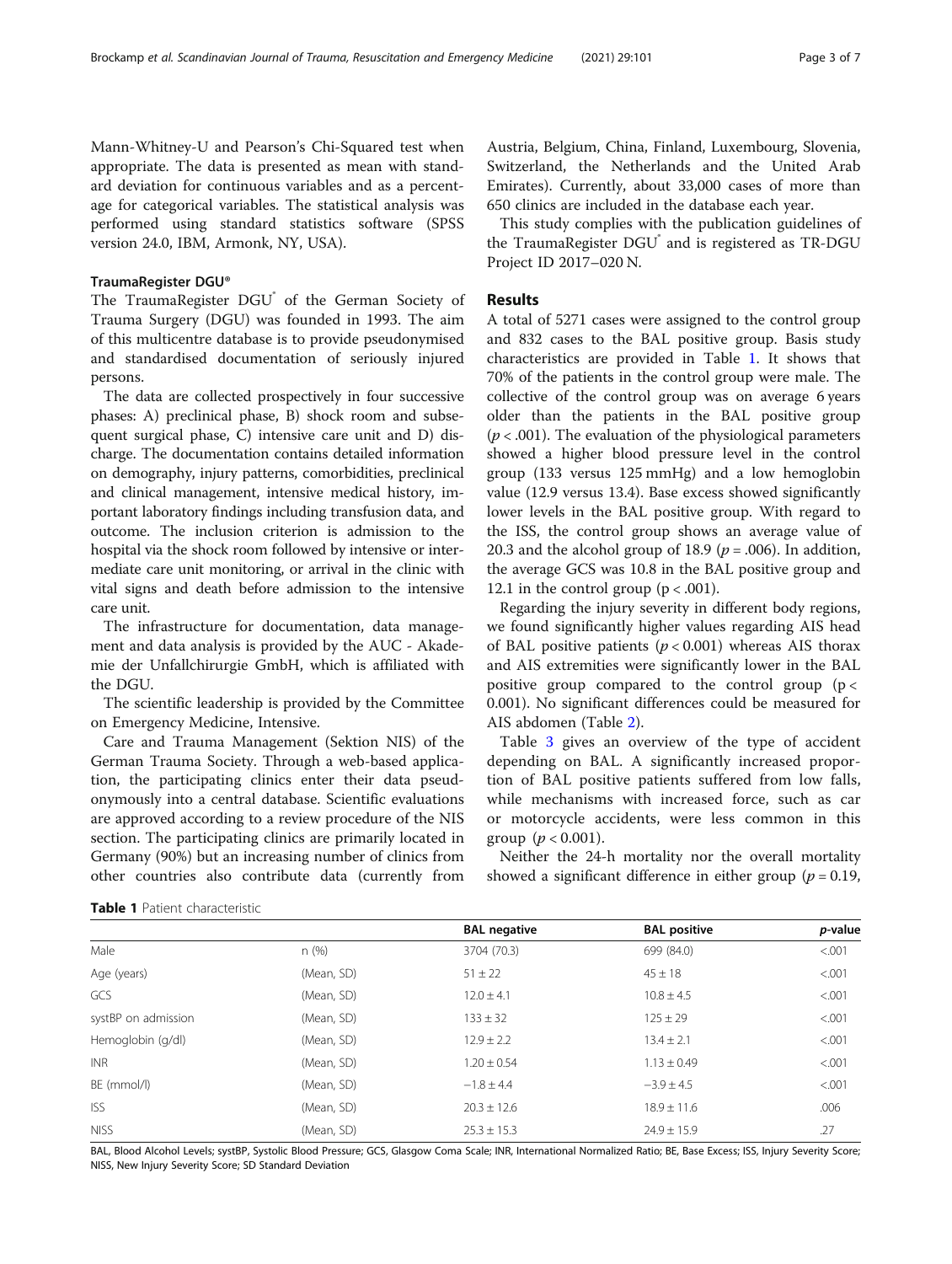Mann-Whitney-U and Pearson's Chi-Squared test when appropriate. The data is presented as mean with standard deviation for continuous variables and as a percentage for categorical variables. The statistical analysis was performed using standard statistics software (SPSS version 24.0, IBM, Armonk, NY, USA).

### TraumaRegister DGU®

The TraumaRegister DGU® of the German Society of Trauma Surgery (DGU) was founded in 1993. The aim of this multicentre database is to provide pseudonymised and standardised documentation of seriously injured persons.

The data are collected prospectively in four successive phases: A) preclinical phase, B) shock room and subsequent surgical phase, C) intensive care unit and D) discharge. The documentation contains detailed information on demography, injury patterns, comorbidities, preclinical and clinical management, intensive medical history, important laboratory findings including transfusion data, and outcome. The inclusion criterion is admission to the hospital via the shock room followed by intensive or intermediate care unit monitoring, or arrival in the clinic with vital signs and death before admission to the intensive care unit.

The infrastructure for documentation, data management and data analysis is provided by the AUC - Akademie der Unfallchirurgie GmbH, which is affiliated with the DGU.

The scientific leadership is provided by the Committee on Emergency Medicine, Intensive.

Care and Trauma Management (Sektion NIS) of the German Trauma Society. Through a web-based application, the participating clinics enter their data pseudonymously into a central database. Scientific evaluations are approved according to a review procedure of the NIS section. The participating clinics are primarily located in Germany (90%) but an increasing number of clinics from other countries also contribute data (currently from Austria, Belgium, China, Finland, Luxembourg, Slovenia, Switzerland, the Netherlands and the United Arab Emirates). Currently, about 33,000 cases of more than 650 clinics are included in the database each year.

This study complies with the publication guidelines of the TraumaRegister DGU® and is registered as TR-DGU Project ID 2017–020 N.

## Results

A total of 5271 cases were assigned to the control group and 832 cases to the BAL positive group. Basis study characteristics are provided in Table 1. It shows that 70% of the patients in the control group were male. The collective of the control group was on average 6 years older than the patients in the BAL positive group ($p < .001$). The evaluation of the physiological parameters showed a higher blood pressure level in the control group (133 versus 125 mmHg) and a low hemoglobin value (12.9 versus 13.4). Base excess showed significantly lower levels in the BAL positive group. With regard to the ISS, the control group shows an average value of 20.3 and the alcohol group of 18.9 ($p = .006$). In addition, the average GCS was 10.8 in the BAL positive group and 12.1 in the control group ($p < .001$).

Regarding the injury severity in different body regions, we found significantly higher values regarding AIS head of BAL positive patients ($p < 0.001$) whereas AIS thorax and AIS extremities were significantly lower in the BAL positive group compared to the control group ($p < 0.001$). No significant differences could be measured for AIS abdomen (Table 2).

Table 3 gives an overview of the type of accident depending on BAL. A significantly increased proportion of BAL positive patients suffered from low falls, while mechanisms with increased force, such as car or motorcycle accidents, were less common in this group ($p < 0.001$).

Neither the 24-h mortality nor the overall mortality showed a significant difference in either group ($p = 0.19$,

**Table 1** Patient characteristic

| | | BAL negative | BAL positive | *p*-value |
|---|---|---|---|---|
| Male | n (%) | 3704 (70.3) | 699 (84.0) | <.001 |
| Age (years) | (Mean, SD) | 51 ± 22 | 45 ± 18 | <.001 |
| GCS | (Mean, SD) | 12.0 ± 4.1 | 10.8 ± 4.5 | <.001 |
| systBP on admission | (Mean, SD) | 133 ± 32 | 125 ± 29 | <.001 |
| Hemoglobin (g/dl) | (Mean, SD) | 12.9 ± 2.2 | 13.4 ± 2.1 | <.001 |
| INR | (Mean, SD) | 1.20 ± 0.54 | 1.13 ± 0.49 | <.001 |
| BE (mmol/l) | (Mean, SD) | −1.8 ± 4.4 | −3.9 ± 4.5 | <.001 |
| ISS | (Mean, SD) | 20.3 ± 12.6 | 18.9 ± 11.6 | .006 |
| NISS | (Mean, SD) | 25.3 ± 15.3 | 24.9 ± 15.9 | .27 |

BAL, Blood Alcohol Levels; systBP, Systolic Blood Pressure; GCS, Glasgow Coma Scale; INR, International Normalized Ratio; BE, Base Excess; ISS, Injury Severity Score; NISS, New Injury Severity Score; SD Standard Deviation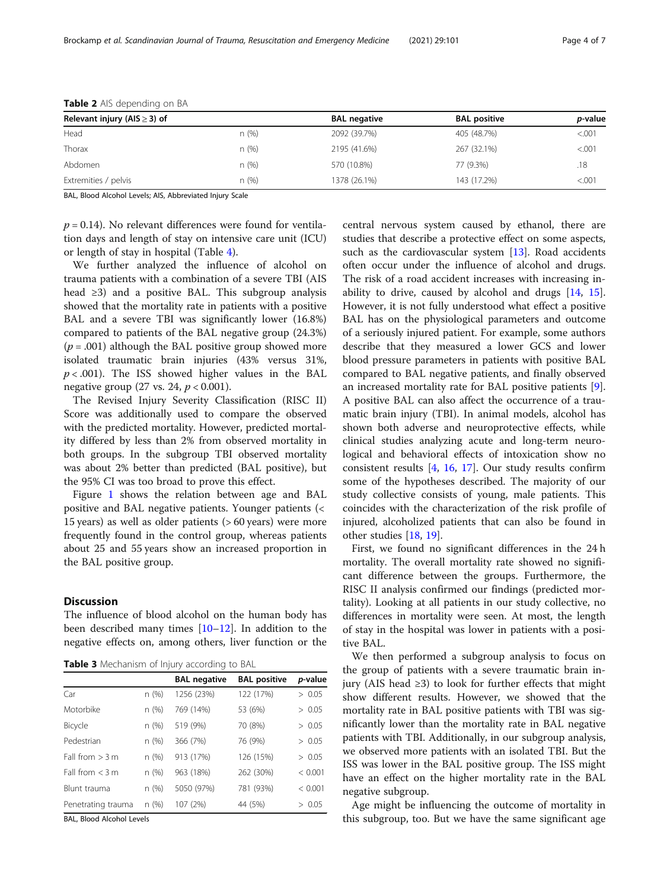**Table 2** AIS depending on BA

| Relevant injury (AIS ≥ 3) of | | BAL negative | BAL positive | *p*-value |
|---|---|---|---|---|
| Head | n (%) | 2092 (39.7%) | 405 (48.7%) | <.001 |
| Thorax | n (%) | 2195 (41.6%) | 267 (32.1%) | <.001 |
| Abdomen | n (%) | 570 (10.8%) | 77 (9.3%) | .18 |
| Extremities / pelvis | n (%) | 1378 (26.1%) | 143 (17.2%) | <.001 |

BAL, Blood Alcohol Levels; AIS, Abbreviated Injury Scale

$p = 0.14$). No relevant differences were found for ventilation days and length of stay on intensive care unit (ICU) or length of stay in hospital (Table 4).

We further analyzed the influence of alcohol on trauma patients with a combination of a severe TBI (AIS head ≥3) and a positive BAL. This subgroup analysis showed that the mortality rate in patients with a positive BAL and a severe TBI was significantly lower (16.8%) compared to patients of the BAL negative group (24.3%) ($p = .001$) although the BAL positive group showed more isolated traumatic brain injuries (43% versus 31%, $p < .001$). The ISS showed higher values in the BAL negative group (27 vs. 24, $p < 0.001$).

The Revised Injury Severity Classification (RISC II) Score was additionally used to compare the observed with the predicted mortality. However, predicted mortality differed by less than 2% from observed mortality in both groups. In the subgroup TBI observed mortality was about 2% better than predicted (BAL positive), but the 95% CI was too broad to prove this effect.

Figure 1 shows the relation between age and BAL positive and BAL negative patients. Younger patients (< 15 years) as well as older patients (> 60 years) were more frequently found in the control group, whereas patients about 25 and 55 years show an increased proportion in the BAL positive group.

## Discussion

The influence of blood alcohol on the human body has been described many times [10–12]. In addition to the negative effects on, among others, liver function or the central nervous system caused by ethanol, there are studies that describe a protective effect on some aspects, such as the cardiovascular system [13]. Road accidents often occur under the influence of alcohol and drugs. The risk of a road accident increases with increasing inability to drive, caused by alcohol and drugs [14, 15]. However, it is not fully understood what effect a positive BAL has on the physiological parameters and outcome of a seriously injured patient. For example, some authors describe that they measured a lower GCS and lower blood pressure parameters in patients with positive BAL compared to BAL negative patients, and finally observed an increased mortality rate for BAL positive patients [9]. A positive BAL can also affect the occurrence of a traumatic brain injury (TBI). In animal models, alcohol has shown both adverse and neuroprotective effects, while clinical studies analyzing acute and long-term neurological and behavioral effects of intoxication show no consistent results [4, 16, 17]. Our study results confirm some of the hypotheses described. The majority of our study collective consists of young, male patients. This coincides with the characterization of the risk profile of injured, alcoholized patients that can also be found in other studies [18, 19].

**Table 3** Mechanism of Injury according to BAL

| | | BAL negative | BAL positive | *p*-value |
|---|---|---|---|---|
| Car | n (%) | 1256 (23%) | 122 (17%) | > 0.05 |
| Motorbike | n (%) | 769 (14%) | 53 (6%) | > 0.05 |
| Bicycle | n (%) | 519 (9%) | 70 (8%) | > 0.05 |
| Pedestrian | n (%) | 366 (7%) | 76 (9%) | > 0.05 |
| Fall from > 3 m | n (%) | 913 (17%) | 126 (15%) | > 0.05 |
| Fall from < 3 m | n (%) | 963 (18%) | 262 (30%) | < 0.001 |
| Blunt trauma | n (%) | 5050 (97%) | 781 (93%) | < 0.001 |
| Penetrating trauma | n (%) | 107 (2%) | 44 (5%) | > 0.05 |

BAL, Blood Alcohol Levels

First, we found no significant differences in the 24 h mortality. The overall mortality rate showed no significant difference between the groups. Furthermore, the RISC II analysis confirmed our findings (predicted mortality). Looking at all patients in our study collective, no differences in mortality were seen. At most, the length of stay in the hospital was lower in patients with a positive BAL.

We then performed a subgroup analysis to focus on the group of patients with a severe traumatic brain injury (AIS head ≥3) to look for further effects that might show different results. However, we showed that the mortality rate in BAL positive patients with TBI was significantly lower than the mortality rate in BAL negative patients with TBI. Additionally, in our subgroup analysis, we observed more patients with an isolated TBI. But the ISS was lower in the BAL positive group. The ISS might have an effect on the higher mortality rate in the BAL negative subgroup.

Age might be influencing the outcome of mortality in this subgroup, too. But we have the same significant age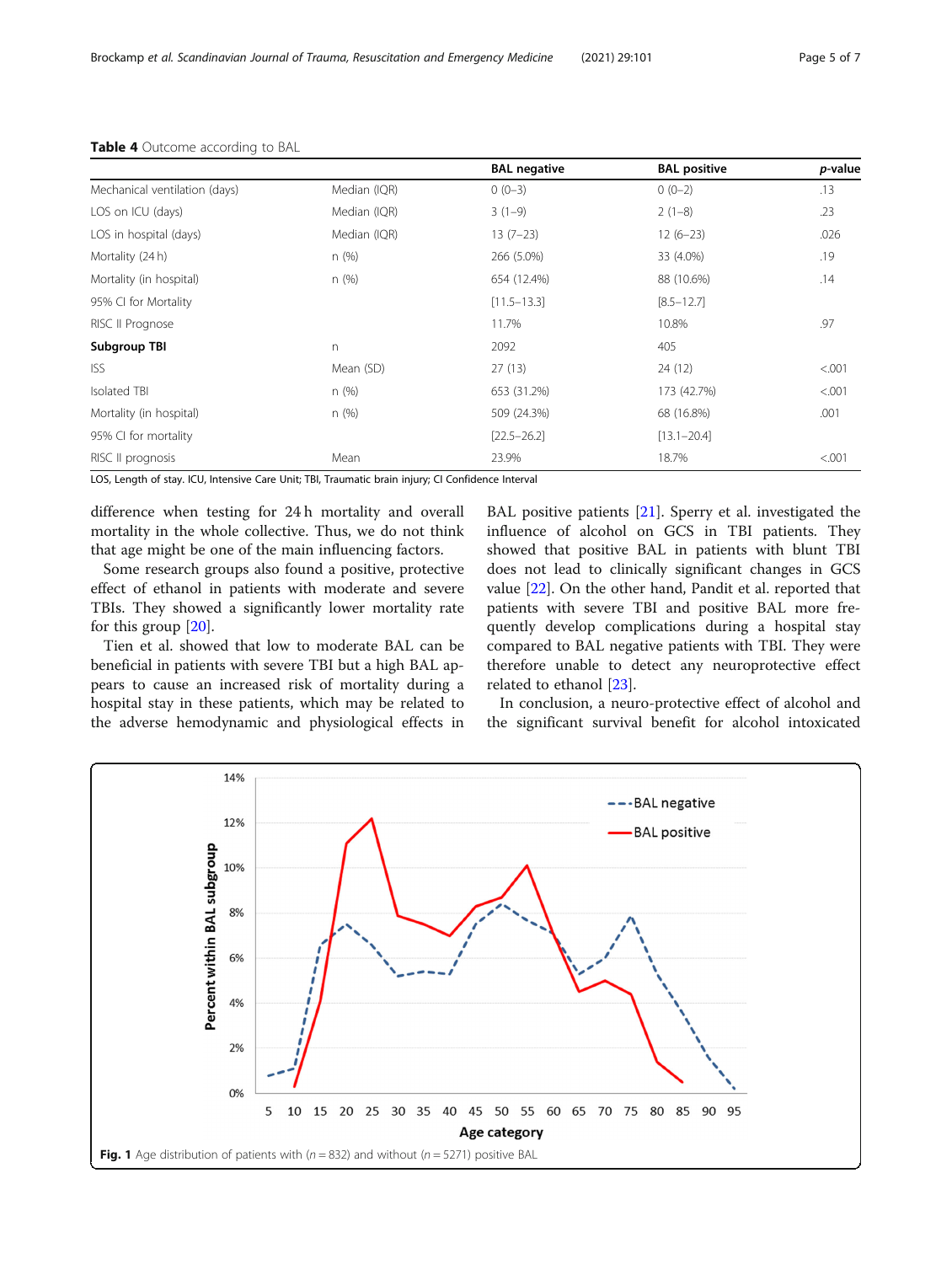**Table 4** Outcome according to BAL

| | | BAL negative | BAL positive | *p*-value |
|---|---|---|---|---|
| Mechanical ventilation (days) | Median (IQR) | 0 (0–3) | 0 (0–2) | .13 |
| LOS on ICU (days) | Median (IQR) | 3 (1–9) | 2 (1–8) | .23 |
| LOS in hospital (days) | Median (IQR) | 13 (7–23) | 12 (6–23) | .026 |
| Mortality (24 h) | n (%) | 266 (5.0%) | 33 (4.0%) | .19 |
| Mortality (in hospital) | n (%) | 654 (12.4%) | 88 (10.6%) | .14 |
| 95% CI for Mortality | | [11.5–13.3] | [8.5–12.7] | |
| RISC II Prognose | | 11.7% | 10.8% | .97 |
| **Subgroup TBI** | n | 2092 | 405 | |
| ISS | Mean (SD) | 27 (13) | 24 (12) | <.001 |
| Isolated TBI | n (%) | 653 (31.2%) | 173 (42.7%) | <.001 |
| Mortality (in hospital) | n (%) | 509 (24.3%) | 68 (16.8%) | .001 |
| 95% CI for mortality | | [22.5–26.2] | [13.1–20.4] | |
| RISC II prognosis | Mean | 23.9% | 18.7% | <.001 |

LOS, Length of stay. ICU, Intensive Care Unit; TBI, Traumatic brain injury; CI Confidence Interval

difference when testing for 24 h mortality and overall mortality in the whole collective. Thus, we do not think that age might be one of the main influencing factors.

Some research groups also found a positive, protective effect of ethanol in patients with moderate and severe TBIs. They showed a significantly lower mortality rate for this group [20].

Tien et al. showed that low to moderate BAL can be beneficial in patients with severe TBI but a high BAL appears to cause an increased risk of mortality during a hospital stay in these patients, which may be related to the adverse hemodynamic and physiological effects in BAL positive patients [21]. Sperry et al. investigated the influence of alcohol on GCS in TBI patients. They showed that positive BAL in patients with blunt TBI does not lead to clinically significant changes in GCS value [22]. On the other hand, Pandit et al. reported that patients with severe TBI and positive BAL more frequently develop complications during a hospital stay compared to BAL negative patients with TBI. They were therefore unable to detect any neuroprotective effect related to ethanol [23].

In conclusion, a neuro-protective effect of alcohol and the significant survival benefit for alcohol intoxicated

**Fig. 1** Age distribution of patients with ($n = 832$) and without ($n = 5271$) positive BAL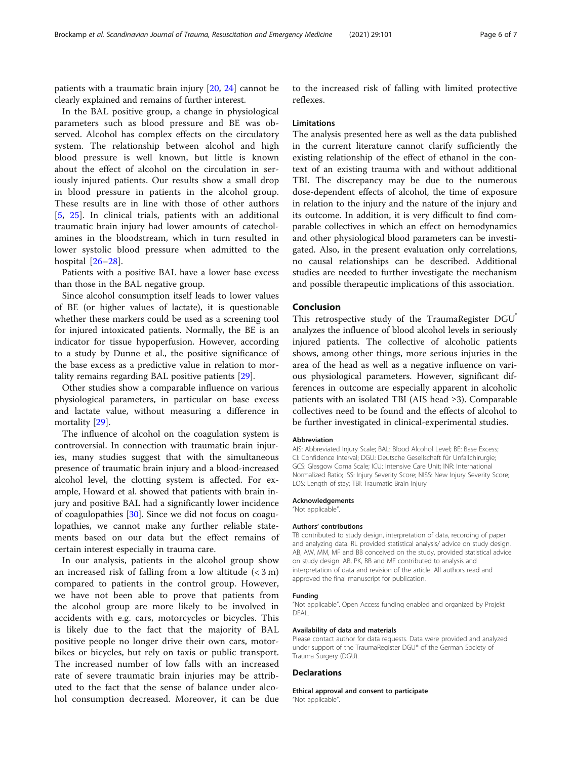patients with a traumatic brain injury [20, 24] cannot be clearly explained and remains of further interest.

In the BAL positive group, a change in physiological parameters such as blood pressure and BE was observed. Alcohol has complex effects on the circulatory system. The relationship between alcohol and high blood pressure is well known, but little is known about the effect of alcohol on the circulation in seriously injured patients. Our results show a small drop in blood pressure in patients in the alcohol group. These results are in line with those of other authors [5, 25]. In clinical trials, patients with an additional traumatic brain injury had lower amounts of catecholamines in the bloodstream, which in turn resulted in lower systolic blood pressure when admitted to the hospital [26–28].

Patients with a positive BAL have a lower base excess than those in the BAL negative group.

Since alcohol consumption itself leads to lower values of BE (or higher values of lactate), it is questionable whether these markers could be used as a screening tool for injured intoxicated patients. Normally, the BE is an indicator for tissue hypoperfusion. However, according to a study by Dunne et al., the positive significance of the base excess as a predictive value in relation to mortality remains regarding BAL positive patients [29].

Other studies show a comparable influence on various physiological parameters, in particular on base excess and lactate value, without measuring a difference in mortality [29].

The influence of alcohol on the coagulation system is controversial. In connection with traumatic brain injuries, many studies suggest that with the simultaneous presence of traumatic brain injury and a blood-increased alcohol level, the clotting system is affected. For example, Howard et al. showed that patients with brain injury and positive BAL had a significantly lower incidence of coagulopathies [30]. Since we did not focus on coagulopathies, we cannot make any further reliable statements based on our data but the effect remains of certain interest especially in trauma care.

In our analysis, patients in the alcohol group show an increased risk of falling from a low altitude (< 3 m) compared to patients in the control group. However, we have not been able to prove that patients from the alcohol group are more likely to be involved in accidents with e.g. cars, motorcycles or bicycles. This is likely due to the fact that the majority of BAL positive people no longer drive their own cars, motorbikes or bicycles, but rely on taxis or public transport. The increased number of low falls with an increased rate of severe traumatic brain injuries may be attributed to the fact that the sense of balance under alcohol consumption decreased. Moreover, it can be due to the increased risk of falling with limited protective reflexes.

### Limitations

The analysis presented here as well as the data published in the current literature cannot clarify sufficiently the existing relationship of the effect of ethanol in the context of an existing trauma with and without additional TBI. The discrepancy may be due to the numerous dose-dependent effects of alcohol, the time of exposure in relation to the injury and the nature of the injury and its outcome. In addition, it is very difficult to find comparable collectives in which an effect on hemodynamics and other physiological blood parameters can be investigated. Also, in the present evaluation only correlations, no causal relationships can be described. Additional studies are needed to further investigate the mechanism and possible therapeutic implications of this association.

## Conclusion

This retrospective study of the TraumaRegister DGU® analyzes the influence of blood alcohol levels in seriously injured patients. The collective of alcoholic patients shows, among other things, more serious injuries in the area of the head as well as a negative influence on various physiological parameters. However, significant differences in outcome are especially apparent in alcoholic patients with an isolated TBI (AIS head ≥3). Comparable collectives need to be found and the effects of alcohol to be further investigated in clinical-experimental studies.

#### Abbreviation

AIS: Abbreviated Injury Scale; BAL: Blood Alcohol Level; BE: Base Excess; CI: Confidence Interval; DGU: Deutsche Gesellschaft für Unfallchirurgie; GCS: Glasgow Coma Scale; ICU: Intensive Care Unit; INR: International Normalized Ratio; ISS: Injury Severity Score; NISS: New Injury Severity Score; LOS: Length of stay; TBI: Traumatic Brain Injury

#### Acknowledgements

"Not applicable".

#### Authors' contributions

TB contributed to study design, interpretation of data, recording of paper and analyzing data. RL provided statistical analysis/ advice on study design. AB, AW, MM, MF and BB conceived on the study, provided statistical advice on study design. AB, PK, BB and MF contributed to analysis and interpretation of data and revision of the article. All authors read and approved the final manuscript for publication.

#### Funding

"Not applicable". Open Access funding enabled and organized by Projekt DEAL.

#### Availability of data and materials

Please contact author for data requests. Data were provided and analyzed under support of the TraumaRegister DGU® of the German Society of Trauma Surgery (DGU).

### Declarations

#### Ethical approval and consent to participate

"Not applicable".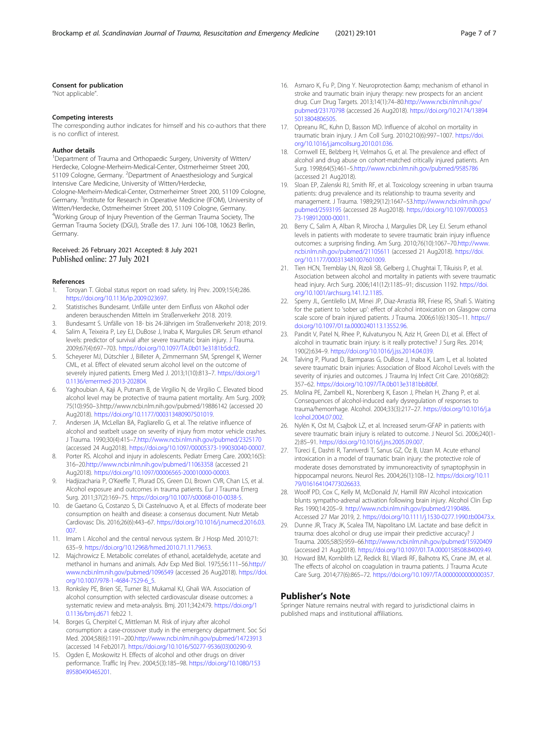#### Consent for publication

"Not applicable".

#### Competing interests

The corresponding author indicates for himself and his co-authors that there is no conflict of interest.

#### Author details

[1]Department of Trauma and Orthopaedic Surgery, University of Witten/Herdecke, Cologne-Merheim-Medical-Center, Ostmerheimer Street 200, 51109 Cologne, Germany. [2]Department of Anaesthesiology and Surgical Intensive Care Medicine, University of Witten/Herdecke, Cologne-Merheim-Medical-Center, Ostmerheimer Street 200, 51109 Cologne, Germany. [3]Institute for Research in Operative Medicine (IFOM), University of Witten/Herdecke, Ostmerheimer Street 200, 51109 Cologne, Germany. [4]Working Group of Injury Prevention of the German Trauma Society, The German Trauma Society (DGU), Straße des 17. Juni 106-108, 10623 Berlin, Germany.

Received: 26 February 2021 Accepted: 8 July 2021
Published online: 27 July 2021

#### References

1. Toroyan T. Global status report on road safety. Inj Prev. 2009;15(4):286. https://doi.org/10.1136/ip.2009.023697.
2. Statistisches Bundesamt. Unfälle unter dem Einfluss von Alkohol oder anderen berauschenden Mitteln im Straßenverkehr 2018. 2019.
3. Bundesamt S. Unfälle von 18- bis 24-Jährigen im Straßenverkehr 2018; 2019.
4. Salim A, Teixeira P, Ley EJ, DuBose J, Inaba K, Margulies DR. Serum ethanol levels: predictor of survival after severe traumatic brain injury. J Trauma. 2009;67(4):697–703. https://doi.org/10.1097/TA.0b013e3181b5dcf2.
5. Scheyerer MJ, Dütschler J, Billeter A, Zimmermann SM, Sprengel K, Werner CML, et al. Effect of elevated serum alcohol level on the outcome of severely injured patients. Emerg Med J. 2013;1(10):813–7. https://doi.org/10.1136/emermed-2013-202804.
6. Yaghoubian A, Kaji A, Putnam B, de Virgilio N, de Virgilio C. Elevated blood alcohol level may be protective of trauma patient mortality. Am Surg. 2009;75(10):950–3.http://www.ncbi.nlm.nih.gov/pubmed/19886142 (accessed 20 Aug2018). https://doi.org/10.1177/000313480907501019.
7. Andersen JA, McLellan BA, Pagliarello G, et al. The relative influence of alcohol and seatbelt usage on severity of injury from motor vehicle crashes. J Trauma. 1990;30(4):415–7.http://www.ncbi.nlm.nih.gov/pubmed/2325170 (accessed 24 Aug2018). https://doi.org/10.1097/00005373-199030040-00007.
8. Porter RS. Alcohol and injury in adolescents. Pediatr Emerg Care. 2000;16(5):316–20.http://www.ncbi.nlm.nih.gov/pubmed/11063358 (accessed 21 Aug2018). https://doi.org/10.1097/00006565-200010000-00003.
9. Hadjizacharia P, O'Keeffe T, Plurad DS, Green DJ, Brown CVR, Chan LS, et al. Alcohol exposure and outcomes in trauma patients. Eur J Trauma Emerg Surg. 2011;37(2):169–75. https://doi.org/10.1007/s00068-010-0038-5.
10. de Gaetano G, Costanzo S, Di Castelnuovo A, et al. Effects of moderate beer consumption on health and disease: a consensus document. Nutr Metab Cardiovasc Dis. 2016;26(6):443–67. https://doi.org/10.1016/j.numecd.2016.03.007.
11. Imam I. Alcohol and the central nervous system. Br J Hosp Med. 2010;71:635–9. https://doi.org/10.12968/hmed.2010.71.11.79653.
12. Majchrowicz E. Metabolic correlates of ethanol, acetaldehyde, acetate and methanol in humans and animals. Adv Exp Med Biol. 1975;56:111–56.http://www.ncbi.nlm.nih.gov/pubmed/1096549 (accessed 26 Aug2018). https://doi.org/10.1007/978-1-4684-7529-6_5.
13. Ronksley PE, Brien SE, Turner BJ, Mukamal KJ, Ghali WA. Association of alcohol consumption with selected cardiovascular disease outcomes: a systematic review and meta-analysis. Bmj. 2011;342:479. https://doi.org/10.1136/bmj.d671 feb22 1.
14. Borges G, Cherpitel C, Mittleman M. Risk of injury after alcohol consumption: a case-crossover study in the emergency department. Soc Sci Med. 2004;58(6):1191–200.http://www.ncbi.nlm.nih.gov/pubmed/14723913 (accessed 14 Feb2017). https://doi.org/10.1016/S0277-9536(03)00290-9.
15. Ogden E, Moskowitz H. Effects of alcohol and other drugs on driver performance. Traffic Inj Prev. 2004;5(3):185–98. https://doi.org/10.1080/15389580490465201.
16. Asmaro K, Fu P, Ding Y. Neuroprotection &amp; mechanism of ethanol in stroke and traumatic brain injury therapy: new prospects for an ancient drug. Curr Drug Targets. 2013;14(1):74–80.http://www.ncbi.nlm.nih.gov/pubmed/23170798 (accessed 26 Aug2018). https://doi.org/10.2174/1389450138048065​05.
17. Opreanu RC, Kuhn D, Basson MD. Influence of alcohol on mortality in traumatic brain injury. J Am Coll Surg. 2010;210(6):997–1007. https://doi.org/10.1016/j.jamcollsurg.2010.01.036.
18. Cornwell EE, Belzberg H, Velmahos G, et al. The prevalence and effect of alcohol and drug abuse on cohort-matched critically injured patients. Am Surg. 1998;64(5):461–5.http://www.ncbi.nlm.nih.gov/pubmed/9585786 (accessed 21 Aug2018).
19. Sloan EP, Zalenski RJ, Smith RF, et al. Toxicology screening in urban trauma patients: drug prevalence and its relationship to trauma severity and management. J Trauma. 1989;29(12):1647–53.http://www.ncbi.nlm.nih.gov/pubmed/2593195 (accessed 28 Aug2018). https://doi.org/10.1097/00005373-198912000-00011.
20. Berry C, Salim A, Alban R, Mirocha J, Margulies DR, Ley EJ. Serum ethanol levels in patients with moderate to severe traumatic brain injury influence outcomes: a surprising finding. Am Surg. 2010;76(10):1067–70.http://www.ncbi.nlm.nih.gov/pubmed/21105611 (accessed 21 Aug2018). https://doi.org/10.1177/000313481007601009.
21. Tien HCN, Tremblay LN, Rizoli SB, Gelberg J, Chughtai T, Tikuisis P, et al. Association between alcohol and mortality in patients with severe traumatic head injury. Arch Surg. 2006;141(12):1185–91; discussion 1192. https://doi.org/10.1001/archsurg.141.12.1185.
22. Sperry JL, Gentilello LM, Minei JP, Diaz-Arrastia RR, Friese RS, Shafi S. Waiting for the patient to 'sober up': effect of alcohol intoxication on Glasgow coma scale score of brain injured patients. J Trauma. 2006;61(6):1305–11. https://doi.org/10.1097/01.ta.0000240113.13552.96.
23. Pandit V, Patel N, Rhee P, Kulvatunyou N, Aziz H, Green DJ, et al. Effect of alcohol in traumatic brain injury: is it really protective? J Surg Res. 2014;190(2):634–9. https://doi.org/10.1016/j.jss.2014.04.039.
24. Talving P, Plurad D, Barmparas G, DuBose J, Inaba K, Lam L, et al. Isolated severe traumatic brain injuries: Association of Blood Alcohol Levels with the severity of injuries and outcomes. J Trauma Inj Infect Crit Care. 2010;68(2):357–62. https://doi.org/10.1097/TA.0b013e3181bb80bf.
25. Molina PE, Zambell KL, Norenberg K, Eason J, Phelan H, Zhang P, et al. Consequences of alcohol-induced early dysregulation of responses to trauma/hemorrhage. Alcohol. 2004;33(3):217–27. https://doi.org/10.1016/j.alcohol.2004.07.002.
26. Nylén K, Ost M, Csajbok LZ, et al. Increased serum-GFAP in patients with severe traumatic brain injury is related to outcome. J Neurol Sci. 2006;240(1-2):85–91. https://doi.org/10.1016/j.jns.2005.09.007.
27. Türeci E, Dashti R, Tanriverdi T, Sanus GZ, Öz B, Uzan M. Acute ethanol intoxication in a model of traumatic brain injury: the protective role of moderate doses demonstrated by immunoreactivity of synaptophysin in hippocampal neurons. Neurol Res. 2004;26(1):108–12. https://doi.org/10.1179/016164104773026633.
28. Woolf PD, Cox C, Kelly M, McDonald JV, Hamill RW Alcohol intoxication blunts sympatho-adrenal activation following brain injury. Alcohol Clin Exp Res 1990;14:205–9. http://www.ncbi.nlm.nih.gov/pubmed/2190486. Accessed 27 Mar 2019, 2. https://doi.org/10.1111/j.1530-0277.1990.tb00473.x.
29. Dunne JR, Tracy JK, Scalea TM, Napolitano LM. Lactate and base deficit in trauma: does alcohol or drug use impair their predictive accuracy? J Trauma. 2005;58(5):959–66.http://www.ncbi.nlm.nih.gov/pubmed/15920409 (accessed 21 Aug2018). https://doi.org/10.1097/01.TA.0000158508.84009.49.
30. Howard BM, Kornblith LZ, Redick BJ, Vilardi RF, Balhotra KS, Crane JM, et al. The effects of alcohol on coagulation in trauma patients. J Trauma Acute Care Surg. 2014;77(6):865–72. https://doi.org/10.1097/TA.0000000000000357.

## Publisher's Note

Springer Nature remains neutral with regard to jurisdictional claims in published maps and institutional affiliations.